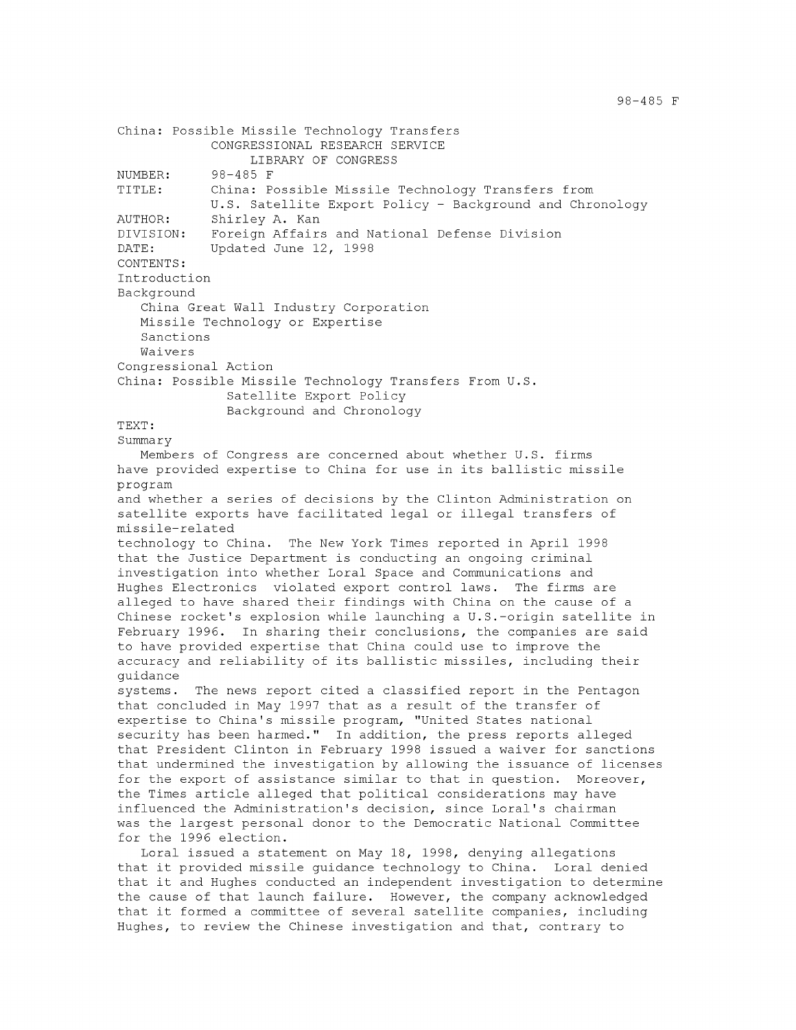China: Possible Missile Technology Transfers

CONGRESSIONAL RESEARCH SERVICE

LIBRARY OF CONGRESS

NUMBER: 98-485 F

TITLE: China: Possible Missile Technology Transfers from U.S. Satellite Export Policy - Background and Chronology

AUTHOR: Shirley A. Kan

DIVISION: Foreign Affairs and National Defense Division

DATE: Updated June 12, 1998

CONTENTS:

Introduction

Background

- China Great Wall Industry Corporation
- Missile Technology or Expertise
- Sanctions
- Waivers

Congressional Action

# China: Possible Missile Technology Transfers From U.S. Satellite Export Policy Background and Chronology

TEXT:

## Summary

Members of Congress are concerned about whether U.S. firms have provided expertise to China for use in its ballistic missile program and whether a series of decisions by the Clinton Administration on satellite exports have facilitated legal or illegal transfers of missile-related technology to China. The New York Times reported in April 1998 that the Justice Department is conducting an ongoing criminal investigation into whether Loral Space and Communications and Hughes Electronics violated export control laws. The firms are alleged to have shared their findings with China on the cause of a Chinese rocket's explosion while launching a U.S.-origin satellite in February 1996. In sharing their conclusions, the companies are said to have provided expertise that China could use to improve the accuracy and reliability of its ballistic missiles, including their guidance systems. The news report cited a classified report in the Pentagon that concluded in May 1997 that as a result of the transfer of expertise to China's missile program, "United States national security has been harmed." In addition, the press reports alleged that President Clinton in February 1998 issued a waiver for sanctions that undermined the investigation by allowing the issuance of licenses for the export of assistance similar to that in question. Moreover, the Times article alleged that political considerations may have influenced the Administration's decision, since Loral's chairman was the largest personal donor to the Democratic National Committee for the 1996 election.

Loral issued a statement on May 18, 1998, denying allegations that it provided missile guidance technology to China. Loral denied that it and Hughes conducted an independent investigation to determine the cause of that launch failure. However, the company acknowledged that it formed a committee of several satellite companies, including Hughes, to review the Chinese investigation and that, contrary to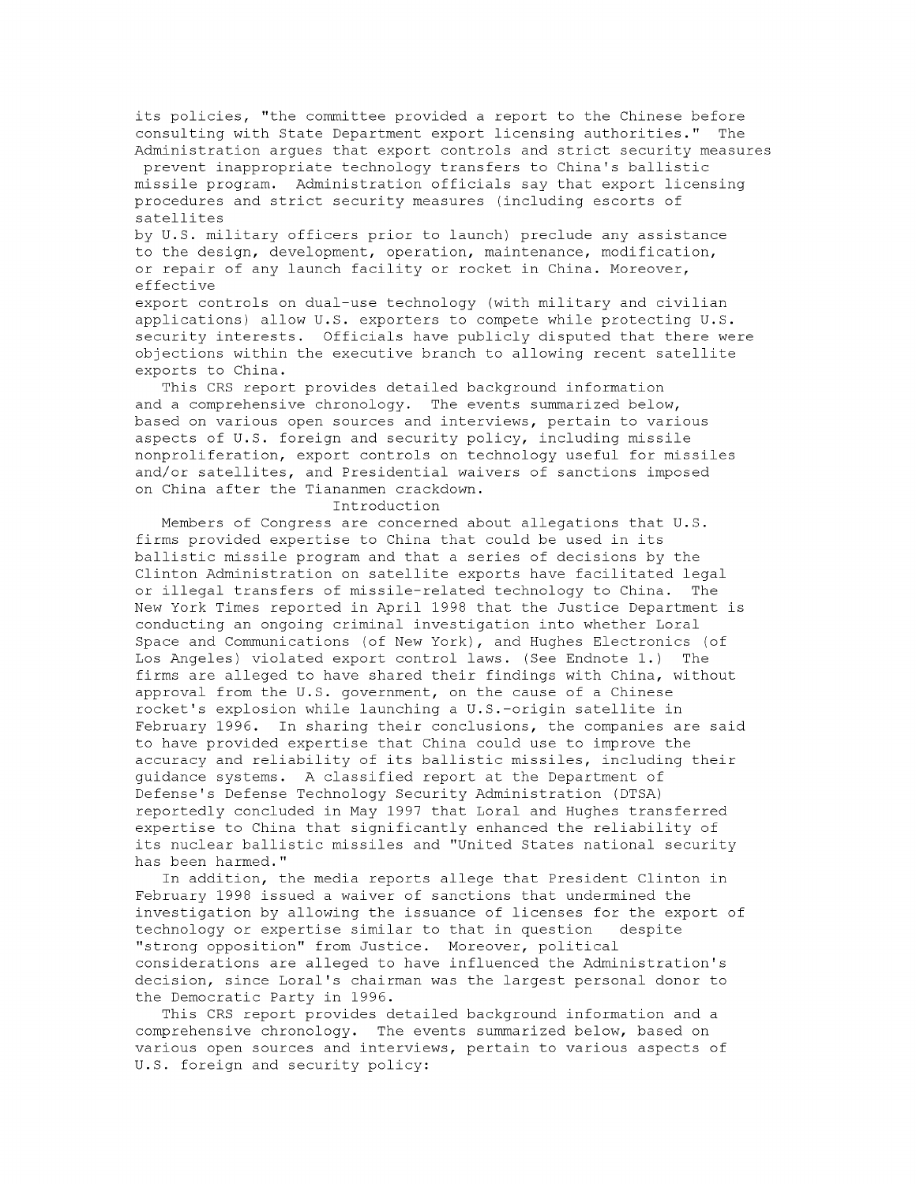its policies, "the committee provided a report to the Chinese before consulting with State Department export licensing authorities." The Administration argues that export controls and strict security measures prevent inappropriate technology transfers to China's ballistic missile program. Administration officials say that export licensing procedures and strict security measures (including escorts of satellites by U.S. military officers prior to launch) preclude any assistance to the design, development, operation, maintenance, modification, or repair of any launch facility or rocket in China. Moreover, effective export controls on dual-use technology (with military and civilian applications) allow U.S. exporters to compete while protecting U.S. security interests. Officials have publicly disputed that there were objections within the executive branch to allowing recent satellite exports to China.

This CRS report provides detailed background information and a comprehensive chronology. The events summarized below, based on various open sources and interviews, pertain to various aspects of U.S. foreign and security policy, including missile nonproliferation, export controls on technology useful for missiles and/or satellites, and Presidential waivers of sanctions imposed on China after the Tiananmen crackdown.

## Introduction

Members of Congress are concerned about allegations that U.S. firms provided expertise to China that could be used in its ballistic missile program and that a series of decisions by the Clinton Administration on satellite exports have facilitated legal or illegal transfers of missile-related technology to China. The New York Times reported in April 1998 that the Justice Department is conducting an ongoing criminal investigation into whether Loral Space and Communications (of New York), and Hughes Electronics (of Los Angeles) violated export control laws. (See Endnote 1.) The firms are alleged to have shared their findings with China, without approval from the U.S. government, on the cause of a Chinese rocket's explosion while launching a U.S.-origin satellite in February 1996. In sharing their conclusions, the companies are said to have provided expertise that China could use to improve the accuracy and reliability of its ballistic missiles, including their guidance systems. A classified report at the Department of Defense's Defense Technology Security Administration (DTSA) reportedly concluded in May 1997 that Loral and Hughes transferred expertise to China that significantly enhanced the reliability of its nuclear ballistic missiles and "United States national security has been harmed."

In addition, the media reports allege that President Clinton in February 1998 issued a waiver of sanctions that undermined the investigation by allowing the issuance of licenses for the export of technology or expertise similar to that in question despite "strong opposition" from Justice. Moreover, political considerations are alleged to have influenced the Administration's decision, since Loral's chairman was the largest personal donor to the Democratic Party in 1996.

This CRS report provides detailed background information and a comprehensive chronology. The events summarized below, based on various open sources and interviews, pertain to various aspects of U.S. foreign and security policy: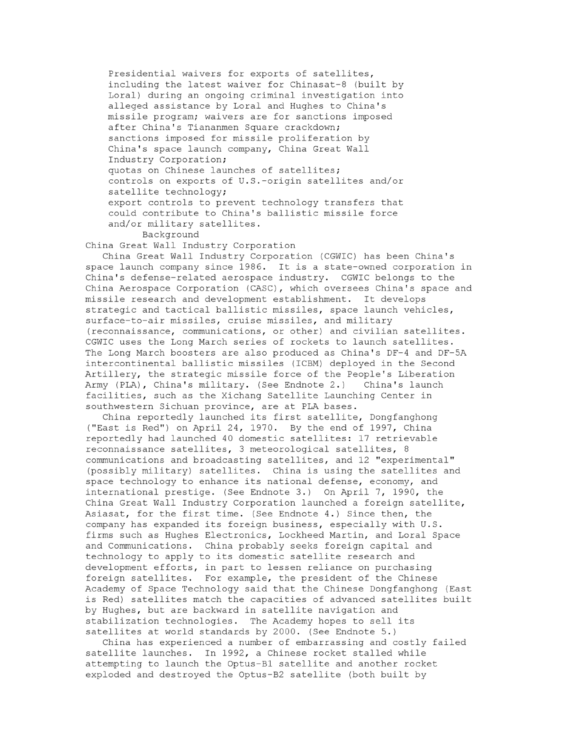- Presidential waivers for exports of satellites, including the latest waiver for Chinasat-8 (built by Loral) during an ongoing criminal investigation into alleged assistance by Loral and Hughes to China's missile program; waivers are for sanctions imposed after China's Tiananmen Square crackdown;
- sanctions imposed for missile proliferation by China's space launch company, China Great Wall Industry Corporation;
- quotas on Chinese launches of satellites;
- controls on exports of U.S.-origin satellites and/or satellite technology;
- export controls to prevent technology transfers that could contribute to China's ballistic missile force and/or military satellites.

## Background

### China Great Wall Industry Corporation

China Great Wall Industry Corporation (CGWIC) has been China's space launch company since 1986. It is a state-owned corporation in China's defense-related aerospace industry. CGWIC belongs to the China Aerospace Corporation (CASC), which oversees China's space and missile research and development establishment. It develops strategic and tactical ballistic missiles, space launch vehicles, surface-to-air missiles, cruise missiles, and military (reconnaissance, communications, or other) and civilian satellites. CGWIC uses the Long March series of rockets to launch satellites. The Long March boosters are also produced as China's DF-4 and DF-5A intercontinental ballistic missiles (ICBM) deployed in the Second Artillery, the strategic missile force of the People's Liberation Army (PLA), China's military. (See Endnote 2.) China's launch facilities, such as the Xichang Satellite Launching Center in southwestern Sichuan province, are at PLA bases.

China reportedly launched its first satellite, Dongfanghong ("East is Red") on April 24, 1970. By the end of 1997, China reportedly had launched 40 domestic satellites: 17 retrievable reconnaissance satellites, 3 meteorological satellites, 8 communications and broadcasting satellites, and 12 "experimental" (possibly military) satellites. China is using the satellites and space technology to enhance its national defense, economy, and international prestige. (See Endnote 3.) On April 7, 1990, the China Great Wall Industry Corporation launched a foreign satellite, Asiasat, for the first time. (See Endnote 4.) Since then, the company has expanded its foreign business, especially with U.S. firms such as Hughes Electronics, Lockheed Martin, and Loral Space and Communications. China probably seeks foreign capital and technology to apply to its domestic satellite research and development efforts, in part to lessen reliance on purchasing foreign satellites. For example, the president of the Chinese Academy of Space Technology said that the Chinese Dongfanghong (East is Red) satellites match the capacities of advanced satellites built by Hughes, but are backward in satellite navigation and stabilization technologies. The Academy hopes to sell its satellites at world standards by 2000. (See Endnote 5.)

China has experienced a number of embarrassing and costly failed satellite launches. In 1992, a Chinese rocket stalled while attempting to launch the Optus-B1 satellite and another rocket exploded and destroyed the Optus-B2 satellite (both built by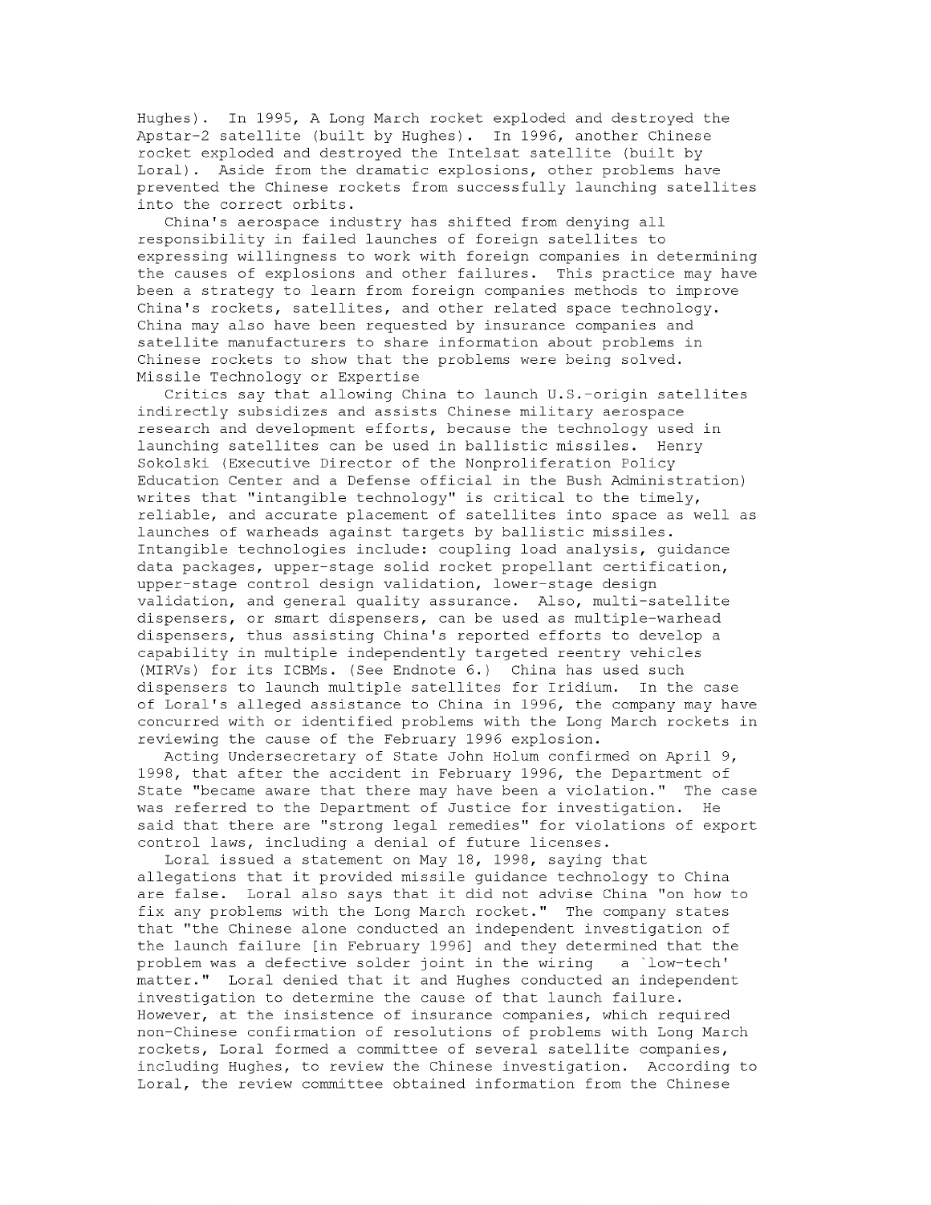Hughes). In 1995, A Long March rocket exploded and destroyed the Apstar-2 satellite (built by Hughes). In 1996, another Chinese rocket exploded and destroyed the Intelsat satellite (built by Loral). Aside from the dramatic explosions, other problems have prevented the Chinese rockets from successfully launching satellites into the correct orbits.

China's aerospace industry has shifted from denying all responsibility in failed launches of foreign satellites to expressing willingness to work with foreign companies in determining the causes of explosions and other failures. This practice may have been a strategy to learn from foreign companies methods to improve China's rockets, satellites, and other related space technology. China may also have been requested by insurance companies and satellite manufacturers to share information about problems in Chinese rockets to show that the problems were being solved.

### Missile Technology or Expertise

Critics say that allowing China to launch U.S.-origin satellites indirectly subsidizes and assists Chinese military aerospace research and development efforts, because the technology used in launching satellites can be used in ballistic missiles. Henry Sokolski (Executive Director of the Nonproliferation Policy Education Center and a Defense official in the Bush Administration) writes that "intangible technology" is critical to the timely, reliable, and accurate placement of satellites into space as well as launches of warheads against targets by ballistic missiles. Intangible technologies include: coupling load analysis, guidance data packages, upper-stage solid rocket propellant certification, upper-stage control design validation, lower-stage design validation, and general quality assurance. Also, multi-satellite dispensers, or smart dispensers, can be used as multiple-warhead dispensers, thus assisting China's reported efforts to develop a capability in multiple independently targeted reentry vehicles (MIRVs) for its ICBMs. (See Endnote 6.) China has used such dispensers to launch multiple satellites for Iridium. In the case of Loral's alleged assistance to China in 1996, the company may have concurred with or identified problems with the Long March rockets in reviewing the cause of the February 1996 explosion.

Acting Undersecretary of State John Holum confirmed on April 9, 1998, that after the accident in February 1996, the Department of State "became aware that there may have been a violation." The case was referred to the Department of Justice for investigation. He said that there are "strong legal remedies" for violations of export control laws, including a denial of future licenses.

Loral issued a statement on May 18, 1998, saying that allegations that it provided missile guidance technology to China are false. Loral also says that it did not advise China "on how to fix any problems with the Long March rocket." The company states that "the Chinese alone conducted an independent investigation of the launch failure [in February 1996] and they determined that the problem was a defective solder joint in the wiring a `low-tech' matter." Loral denied that it and Hughes conducted an independent investigation to determine the cause of that launch failure. However, at the insistence of insurance companies, which required non-Chinese confirmation of resolutions of problems with Long March rockets, Loral formed a committee of several satellite companies, including Hughes, to review the Chinese investigation. According to Loral, the review committee obtained information from the Chinese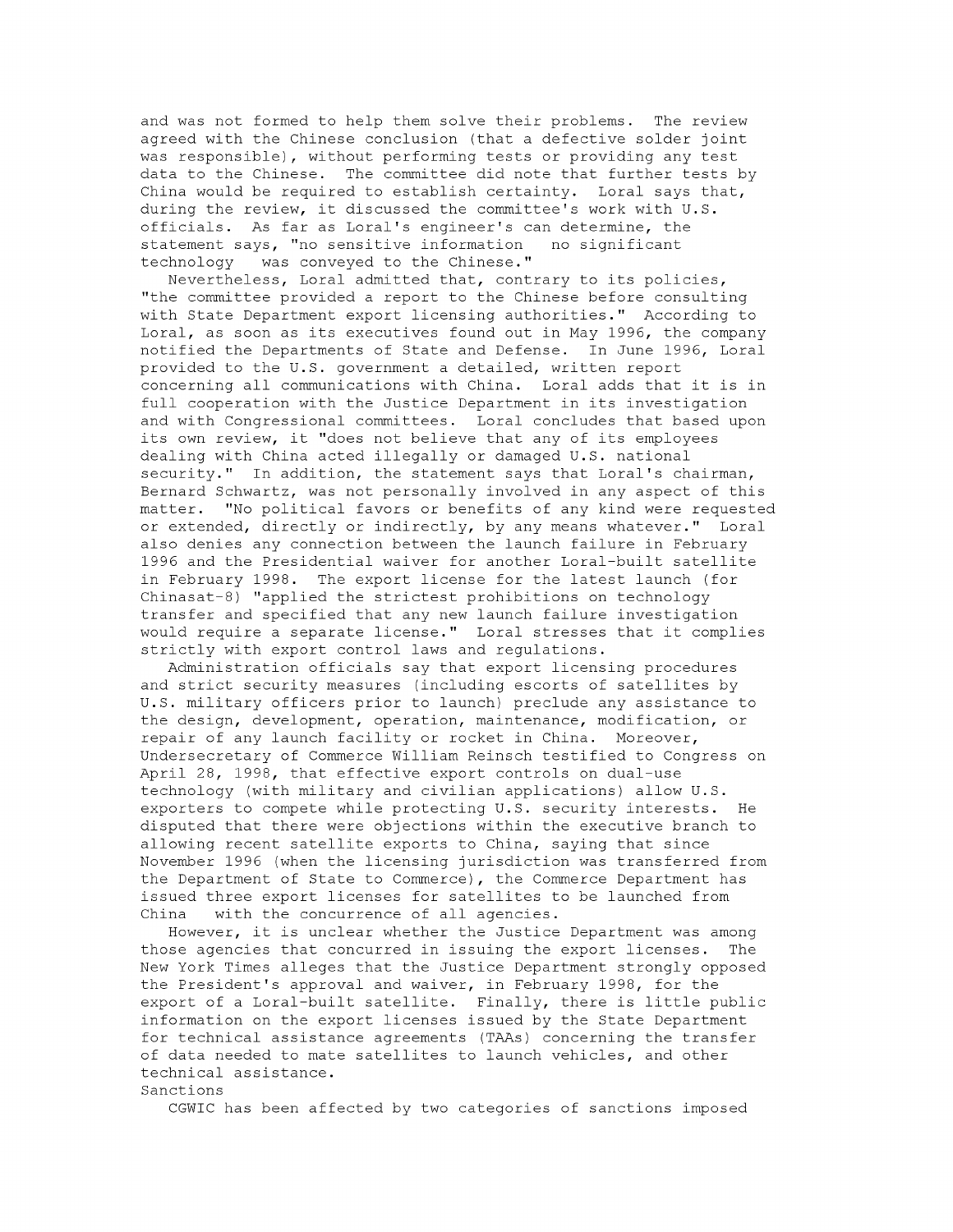and was not formed to help them solve their problems. The review agreed with the Chinese conclusion (that a defective solder joint was responsible), without performing tests or providing any test data to the Chinese. The committee did note that further tests by China would be required to establish certainty. Loral says that, during the review, it discussed the committee's work with U.S. officials. As far as Loral's engineer's can determine, the statement says, "no sensitive information no significant technology was conveyed to the Chinese."

Nevertheless, Loral admitted that, contrary to its policies, "the committee provided a report to the Chinese before consulting with State Department export licensing authorities." According to Loral, as soon as its executives found out in May 1996, the company notified the Departments of State and Defense. In June 1996, Loral provided to the U.S. government a detailed, written report concerning all communications with China. Loral adds that it is in full cooperation with the Justice Department in its investigation and with Congressional committees. Loral concludes that based upon its own review, it "does not believe that any of its employees dealing with China acted illegally or damaged U.S. national security." In addition, the statement says that Loral's chairman, Bernard Schwartz, was not personally involved in any aspect of this matter. "No political favors or benefits of any kind were requested or extended, directly or indirectly, by any means whatever." Loral also denies any connection between the launch failure in February 1996 and the Presidential waiver for another Loral-built satellite in February 1998. The export license for the latest launch (for Chinasat-8) "applied the strictest prohibitions on technology transfer and specified that any new launch failure investigation would require a separate license." Loral stresses that it complies strictly with export control laws and regulations.

Administration officials say that export licensing procedures and strict security measures (including escorts of satellites by U.S. military officers prior to launch) preclude any assistance to the design, development, operation, maintenance, modification, or repair of any launch facility or rocket in China. Moreover, Undersecretary of Commerce William Reinsch testified to Congress on April 28, 1998, that effective export controls on dual-use technology (with military and civilian applications) allow U.S. exporters to compete while protecting U.S. security interests. He disputed that there were objections within the executive branch to allowing recent satellite exports to China, saying that since November 1996 (when the licensing jurisdiction was transferred from the Department of State to Commerce), the Commerce Department has issued three export licenses for satellites to be launched from China with the concurrence of all agencies.

However, it is unclear whether the Justice Department was among those agencies that concurred in issuing the export licenses. The New York Times alleges that the Justice Department strongly opposed the President's approval and waiver, in February 1998, for the export of a Loral-built satellite. Finally, there is little public information on the export licenses issued by the State Department for technical assistance agreements (TAAs) concerning the transfer of data needed to mate satellites to launch vehicles, and other technical assistance.

## Sanctions

CGWIC has been affected by two categories of sanctions imposed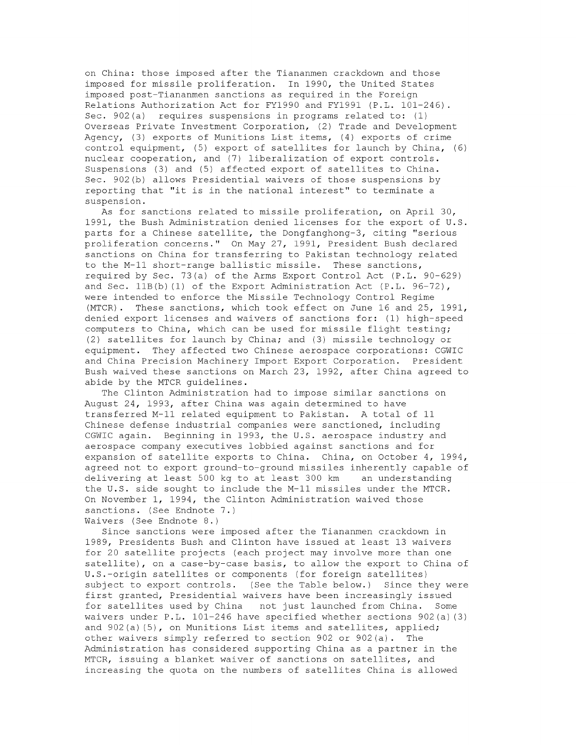on China: those imposed after the Tiananmen crackdown and those imposed for missile proliferation. In 1990, the United States imposed post-Tiananmen sanctions as required in the Foreign Relations Authorization Act for FY1990 and FY1991 (P.L. 101-246). Sec. 902(a) requires suspensions in programs related to: (1) Overseas Private Investment Corporation, (2) Trade and Development Agency, (3) exports of Munitions List items, (4) exports of crime control equipment, (5) export of satellites for launch by China, (6) nuclear cooperation, and (7) liberalization of export controls. Suspensions (3) and (5) affected export of satellites to China. Sec. 902(b) allows Presidential waivers of those suspensions by reporting that "it is in the national interest" to terminate a suspension.

As for sanctions related to missile proliferation, on April 30, 1991, the Bush Administration denied licenses for the export of U.S. parts for a Chinese satellite, the Dongfanghong-3, citing "serious proliferation concerns." On May 27, 1991, President Bush declared sanctions on China for transferring to Pakistan technology related to the M-11 short-range ballistic missile. These sanctions, required by Sec. 73(a) of the Arms Export Control Act (P.L. 90-629) and Sec. 11B(b)(1) of the Export Administration Act (P.L. 96-72), were intended to enforce the Missile Technology Control Regime (MTCR). These sanctions, which took effect on June 16 and 25, 1991, denied export licenses and waivers of sanctions for: (1) high-speed computers to China, which can be used for missile flight testing; (2) satellites for launch by China; and (3) missile technology or equipment. They affected two Chinese aerospace corporations: CGWIC and China Precision Machinery Import Export Corporation. President Bush waived these sanctions on March 23, 1992, after China agreed to abide by the MTCR guidelines.

The Clinton Administration had to impose similar sanctions on August 24, 1993, after China was again determined to have transferred M-11 related equipment to Pakistan. A total of 11 Chinese defense industrial companies were sanctioned, including CGWIC again. Beginning in 1993, the U.S. aerospace industry and aerospace company executives lobbied against sanctions and for expansion of satellite exports to China. China, on October 4, 1994, agreed not to export ground-to-ground missiles inherently capable of delivering at least 500 kg to at least 300 km an understanding the U.S. side sought to include the M-11 missiles under the MTCR. On November 1, 1994, the Clinton Administration waived those sanctions. (See Endnote 7.)

Waivers (See Endnote 8.)

Since sanctions were imposed after the Tiananmen crackdown in 1989, Presidents Bush and Clinton have issued at least 13 waivers for 20 satellite projects (each project may involve more than one satellite), on a case-by-case basis, to allow the export to China of U.S.-origin satellites or components (for foreign satellites) subject to export controls. (See the Table below.) Since they were first granted, Presidential waivers have been increasingly issued for satellites used by China not just launched from China. Some waivers under P.L. 101-246 have specified whether sections 902(a)(3) and 902(a)(5), on Munitions List items and satellites, applied; other waivers simply referred to section 902 or 902(a). The Administration has considered supporting China as a partner in the MTCR, issuing a blanket waiver of sanctions on satellites, and increasing the quota on the numbers of satellites China is allowed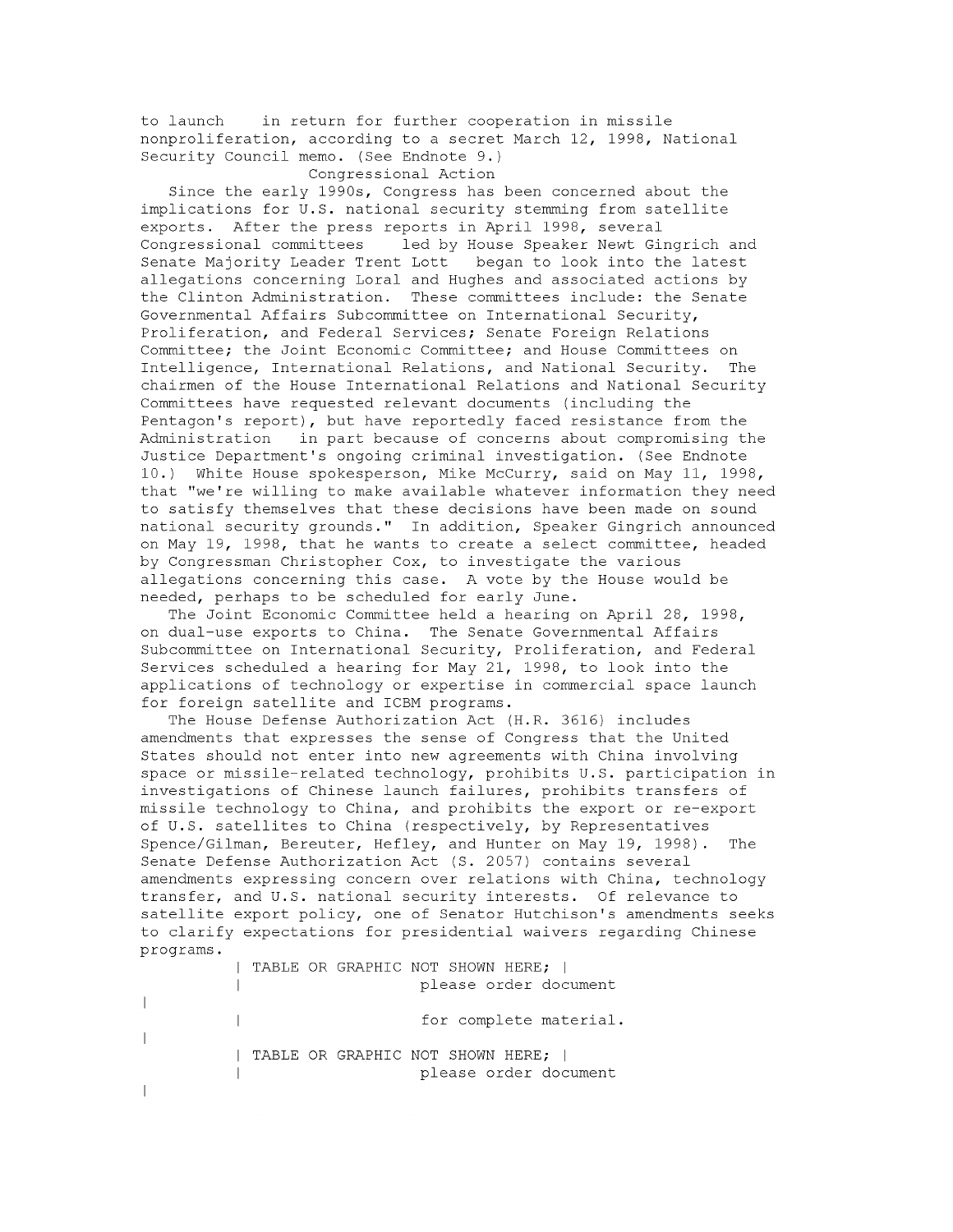to launch  in return for further cooperation in missile nonproliferation, according to a secret March 12, 1998, National Security Council memo. (See Endnote 9.)

## Congressional Action

Since the early 1990s, Congress has been concerned about the implications for U.S. national security stemming from satellite exports. After the press reports in April 1998, several Congressional committees  led by House Speaker Newt Gingrich and Senate Majority Leader Trent Lott  began to look into the latest allegations concerning Loral and Hughes and associated actions by the Clinton Administration. These committees include: the Senate Governmental Affairs Subcommittee on International Security, Proliferation, and Federal Services; Senate Foreign Relations Committee; the Joint Economic Committee; and House Committees on Intelligence, International Relations, and National Security. The chairmen of the House International Relations and National Security Committees have requested relevant documents (including the Pentagon's report), but have reportedly faced resistance from the Administration  in part because of concerns about compromising the Justice Department's ongoing criminal investigation. (See Endnote 10.) White House spokesperson, Mike McCurry, said on May 11, 1998, that "we're willing to make available whatever information they need to satisfy themselves that these decisions have been made on sound national security grounds." In addition, Speaker Gingrich announced on May 19, 1998, that he wants to create a select committee, headed by Congressman Christopher Cox, to investigate the various allegations concerning this case. A vote by the House would be needed, perhaps to be scheduled for early June.

The Joint Economic Committee held a hearing on April 28, 1998, on dual-use exports to China. The Senate Governmental Affairs Subcommittee on International Security, Proliferation, and Federal Services scheduled a hearing for May 21, 1998, to look into the applications of technology or expertise in commercial space launch for foreign satellite and ICBM programs.

The House Defense Authorization Act (H.R. 3616) includes amendments that expresses the sense of Congress that the United States should not enter into new agreements with China involving space or missile-related technology, prohibits U.S. participation in investigations of Chinese launch failures, prohibits transfers of missile technology to China, and prohibits the export or re-export of U.S. satellites to China (respectively, by Representatives Spence/Gilman, Bereuter, Hefley, and Hunter on May 19, 1998). The Senate Defense Authorization Act (S. 2057) contains several amendments expressing concern over relations with China, technology transfer, and U.S. national security interests. Of relevance to satellite export policy, one of Senator Hutchison's amendments seeks to clarify expectations for presidential waivers regarding Chinese programs.

| TABLE OR GRAPHIC NOT SHOWN HERE; |
| please order document |
| for complete material. |

| TABLE OR GRAPHIC NOT SHOWN HERE; |
| please order document |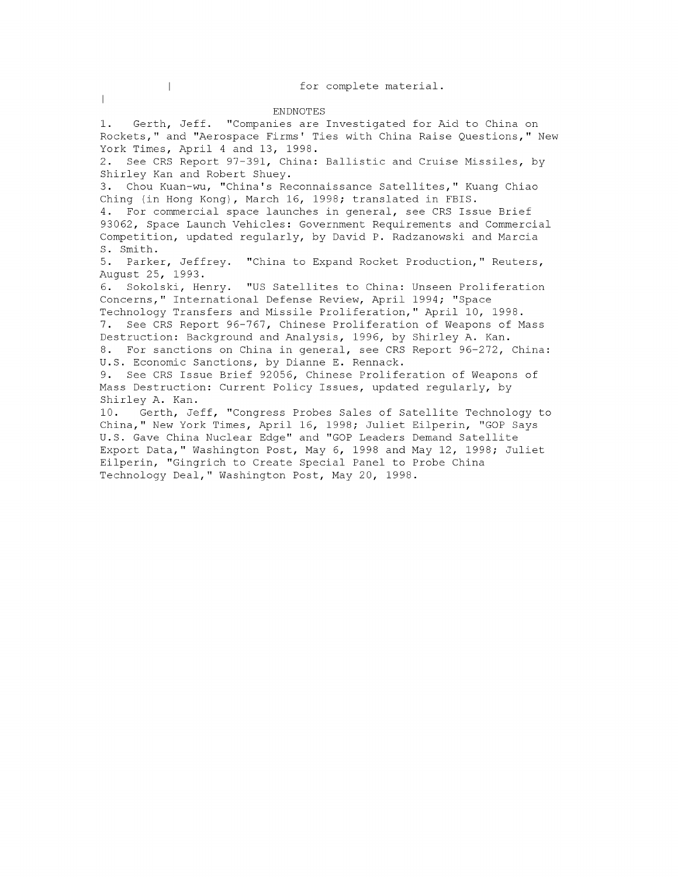| for complete material.

|

ENDNOTES

1. Gerth, Jeff. "Companies are Investigated for Aid to China on Rockets," and "Aerospace Firms' Ties with China Raise Questions," New York Times, April 4 and 13, 1998.
2. See CRS Report 97-391, China: Ballistic and Cruise Missiles, by Shirley Kan and Robert Shuey.
3. Chou Kuan-wu, "China's Reconnaissance Satellites," Kuang Chiao Ching (in Hong Kong), March 16, 1998; translated in FBIS.
4. For commercial space launches in general, see CRS Issue Brief 93062, Space Launch Vehicles: Government Requirements and Commercial Competition, updated regularly, by David P. Radzanowski and Marcia S. Smith.
5. Parker, Jeffrey. "China to Expand Rocket Production," Reuters, August 25, 1993.
6. Sokolski, Henry. "US Satellites to China: Unseen Proliferation Concerns," International Defense Review, April 1994; "Space Technology Transfers and Missile Proliferation," April 10, 1998.
7. See CRS Report 96-767, Chinese Proliferation of Weapons of Mass Destruction: Background and Analysis, 1996, by Shirley A. Kan.
8. For sanctions on China in general, see CRS Report 96-272, China: U.S. Economic Sanctions, by Dianne E. Rennack.
9. See CRS Issue Brief 92056, Chinese Proliferation of Weapons of Mass Destruction: Current Policy Issues, updated regularly, by Shirley A. Kan.
10. Gerth, Jeff, "Congress Probes Sales of Satellite Technology to China," New York Times, April 16, 1998; Juliet Eilperin, "GOP Says U.S. Gave China Nuclear Edge" and "GOP Leaders Demand Satellite Export Data," Washington Post, May 6, 1998 and May 12, 1998; Juliet Eilperin, "Gingrich to Create Special Panel to Probe China Technology Deal," Washington Post, May 20, 1998.